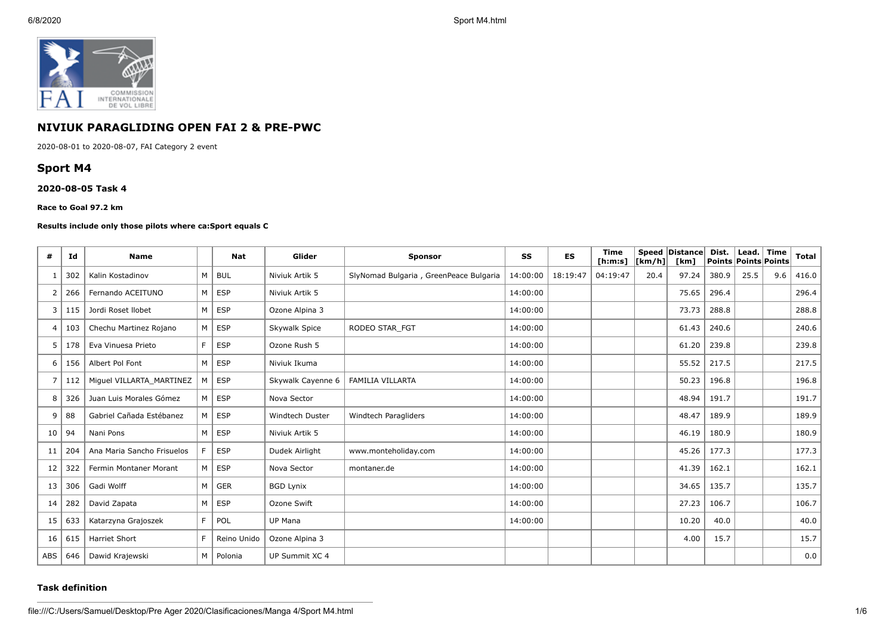## NIVIUK PARAGLIDING OPEN FAI 2 & PRE-PWC

2020-08-01 to 2020-08-07, FAI Category 2 event

## Sport M4

### 2020-08-05 Task 4

**Race to Goal 97.2 km**

**Results include only those pilots where ca:Sport equals C**

| # | Id | Name | | Nat | Glider | Sponsor | SS | ES | Time [h:m:s] | Speed [km/h] | Distance [km] | Dist. Points | Lead. Points | Time Points | Total |
|---|---|---|---|---|---|---|---|---|---|---|---|---|---|---|---|
| 1 | 302 | Kalin Kostadinov | M | BUL | Niviuk Artik 5 | SlyNomad Bulgaria , GreenPeace Bulgaria | 14:00:00 | 18:19:47 | 04:19:47 | 20.4 | 97.24 | 380.9 | 25.5 | 9.6 | 416.0 |
| 2 | 266 | Fernando ACEITUNO | M | ESP | Niviuk Artik 5 | | 14:00:00 | | | | 75.65 | 296.4 | | | 296.4 |
| 3 | 115 | Jordi Roset llobet | M | ESP | Ozone Alpina 3 | | 14:00:00 | | | | 73.73 | 288.8 | | | 288.8 |
| 4 | 103 | Chechu Martinez Rojano | M | ESP | Skywalk Spice | RODEO STAR_FGT | 14:00:00 | | | | 61.43 | 240.6 | | | 240.6 |
| 5 | 178 | Eva Vinuesa Prieto | F | ESP | Ozone Rush 5 | | 14:00:00 | | | | 61.20 | 239.8 | | | 239.8 |
| 6 | 156 | Albert Pol Font | M | ESP | Niviuk Ikuma | | 14:00:00 | | | | 55.52 | 217.5 | | | 217.5 |
| 7 | 112 | Miguel VILLARTA_MARTINEZ | M | ESP | Skywalk Cayenne 6 | FAMILIA VILLARTA | 14:00:00 | | | | 50.23 | 196.8 | | | 196.8 |
| 8 | 326 | Juan Luis Morales Gómez | M | ESP | Nova Sector | | 14:00:00 | | | | 48.94 | 191.7 | | | 191.7 |
| 9 | 88 | Gabriel Cañada Estébanez | M | ESP | Windtech Duster | Windtech Paragliders | 14:00:00 | | | | 48.47 | 189.9 | | | 189.9 |
| 10 | 94 | Nani Pons | M | ESP | Niviuk Artik 5 | | 14:00:00 | | | | 46.19 | 180.9 | | | 180.9 |
| 11 | 204 | Ana Maria Sancho Frisuelos | F | ESP | Dudek Airlight | www.monteholiday.com | 14:00:00 | | | | 45.26 | 177.3 | | | 177.3 |
| 12 | 322 | Fermin Montaner Morant | M | ESP | Nova Sector | montaner.de | 14:00:00 | | | | 41.39 | 162.1 | | | 162.1 |
| 13 | 306 | Gadi Wolff | M | GER | BGD Lynix | | 14:00:00 | | | | 34.65 | 135.7 | | | 135.7 |
| 14 | 282 | David Zapata | M | ESP | Ozone Swift | | 14:00:00 | | | | 27.23 | 106.7 | | | 106.7 |
| 15 | 633 | Katarzyna Grajoszek | F | POL | UP Mana | | 14:00:00 | | | | 10.20 | 40.0 | | | 40.0 |
| 16 | 615 | Harriet Short | F | Reino Unido | Ozone Alpina 3 | | | | | | 4.00 | 15.7 | | | 15.7 |
| ABS | 646 | Dawid Krajewski | M | Polonia | UP Summit XC 4 | | | | | | | | | | 0.0 |

### Task definition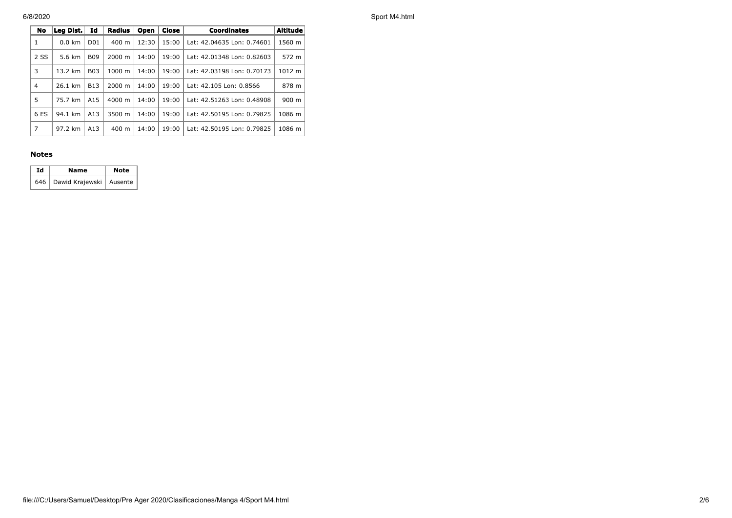| No | Leg Dist. | Id | Radius | Open | Close | Coordinates | Altitude |
|---|---|---|---|---|---|---|---|
| 1 | 0.0 km | D01 | 400 m | 12:30 | 15:00 | Lat: 42.04635 Lon: 0.74601 | 1560 m |
| 2 SS | 5.6 km | B09 | 2000 m | 14:00 | 19:00 | Lat: 42.01348 Lon: 0.82603 | 572 m |
| 3 | 13.2 km | B03 | 1000 m | 14:00 | 19:00 | Lat: 42.03198 Lon: 0.70173 | 1012 m |
| 4 | 26.1 km | B13 | 2000 m | 14:00 | 19:00 | Lat: 42.105 Lon: 0.8566 | 878 m |
| 5 | 75.7 km | A15 | 4000 m | 14:00 | 19:00 | Lat: 42.51263 Lon: 0.48908 | 900 m |
| 6 ES | 94.1 km | A13 | 3500 m | 14:00 | 19:00 | Lat: 42.50195 Lon: 0.79825 | 1086 m |
| 7 | 97.2 km | A13 | 400 m | 14:00 | 19:00 | Lat: 42.50195 Lon: 0.79825 | 1086 m |

### Notes

| Id | Name | Note |
|---|---|---|
| 646 | Dawid Krajewski | Ausente |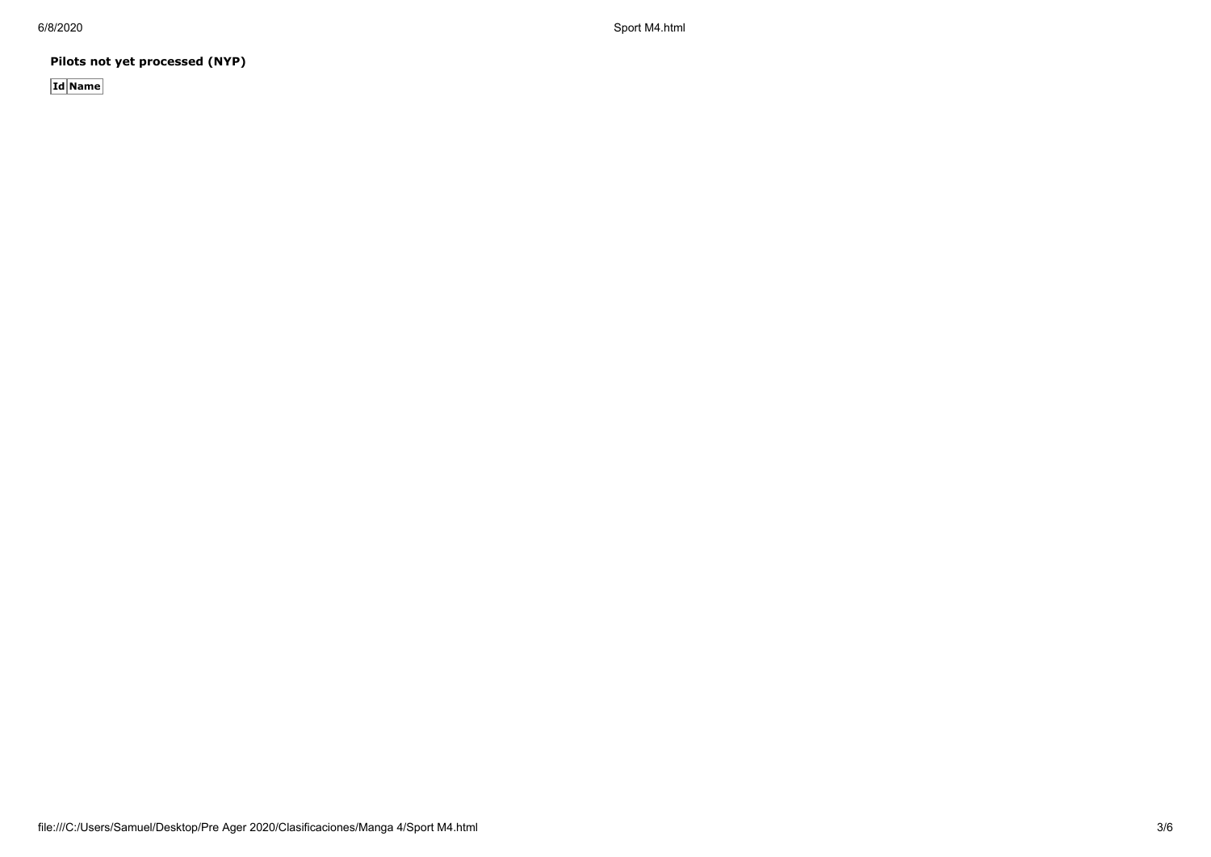**Pilots not yet processed (NYP)**

| Id | Name |
|---|---|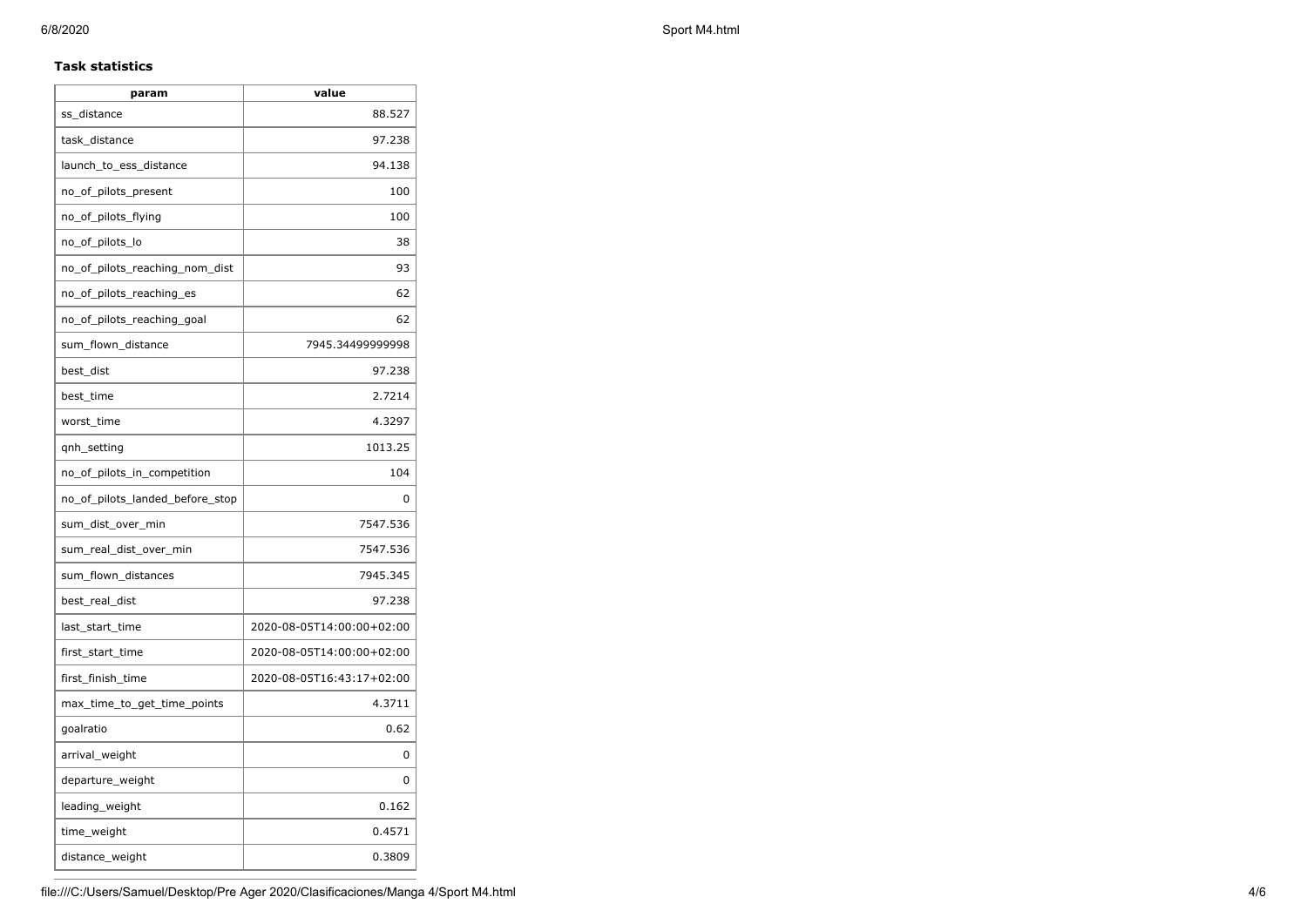### Task statistics

| param | value |
|---|---|
| ss_distance | 88.527 |
| task_distance | 97.238 |
| launch_to_ess_distance | 94.138 |
| no_of_pilots_present | 100 |
| no_of_pilots_flying | 100 |
| no_of_pilots_lo | 38 |
| no_of_pilots_reaching_nom_dist | 93 |
| no_of_pilots_reaching_es | 62 |
| no_of_pilots_reaching_goal | 62 |
| sum_flown_distance | 7945.34499999998 |
| best_dist | 97.238 |
| best_time | 2.7214 |
| worst_time | 4.3297 |
| qnh_setting | 1013.25 |
| no_of_pilots_in_competition | 104 |
| no_of_pilots_landed_before_stop | 0 |
| sum_dist_over_min | 7547.536 |
| sum_real_dist_over_min | 7547.536 |
| sum_flown_distances | 7945.345 |
| best_real_dist | 97.238 |
| last_start_time | 2020-08-05T14:00:00+02:00 |
| first_start_time | 2020-08-05T14:00:00+02:00 |
| first_finish_time | 2020-08-05T16:43:17+02:00 |
| max_time_to_get_time_points | 4.3711 |
| goalratio | 0.62 |
| arrival_weight | 0 |
| departure_weight | 0 |
| leading_weight | 0.162 |
| time_weight | 0.4571 |
| distance_weight | 0.3809 |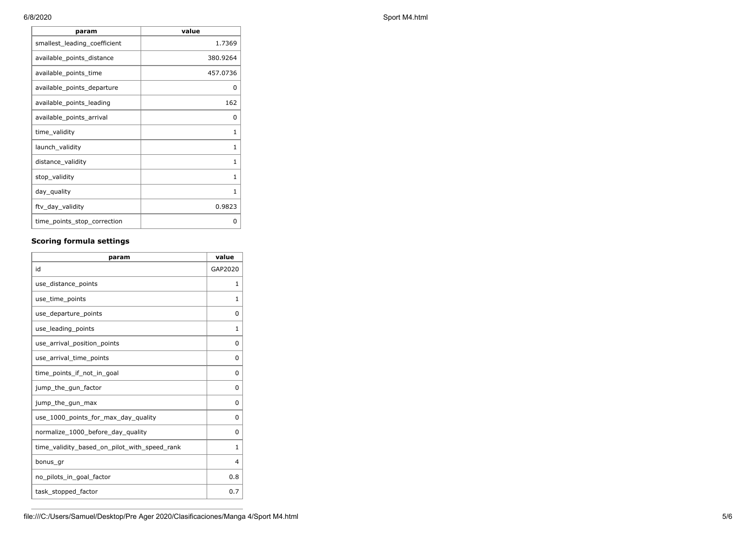| param | value |
| --- | --- |
| smallest_leading_coefficient | 1.7369 |
| available_points_distance | 380.9264 |
| available_points_time | 457.0736 |
| available_points_departure | 0 |
| available_points_leading | 162 |
| available_points_arrival | 0 |
| time_validity | 1 |
| launch_validity | 1 |
| distance_validity | 1 |
| stop_validity | 1 |
| day_quality | 1 |
| ftv_day_validity | 0.9823 |
| time_points_stop_correction | 0 |

### Scoring formula settings

| param | value |
| --- | --- |
| id | GAP2020 |
| use_distance_points | 1 |
| use_time_points | 1 |
| use_departure_points | 0 |
| use_leading_points | 1 |
| use_arrival_position_points | 0 |
| use_arrival_time_points | 0 |
| time_points_if_not_in_goal | 0 |
| jump_the_gun_factor | 0 |
| jump_the_gun_max | 0 |
| use_1000_points_for_max_day_quality | 0 |
| normalize_1000_before_day_quality | 0 |
| time_validity_based_on_pilot_with_speed_rank | 1 |
| bonus_gr | 4 |
| no_pilots_in_goal_factor | 0.8 |
| task_stopped_factor | 0.7 |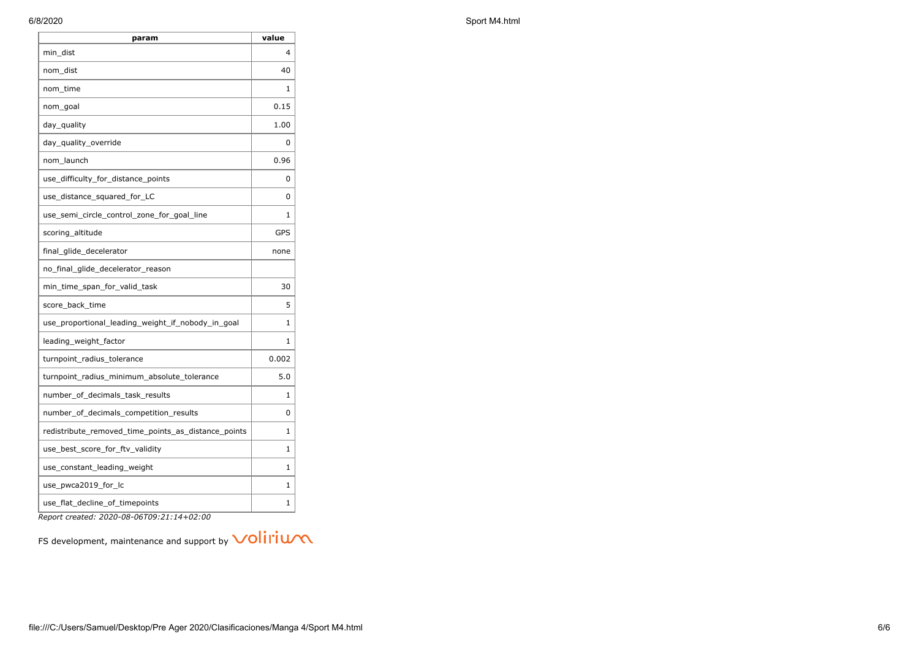| param | value |
|---|---|
| min_dist | 4 |
| nom_dist | 40 |
| nom_time | 1 |
| nom_goal | 0.15 |
| day_quality | 1.00 |
| day_quality_override | 0 |
| nom_launch | 0.96 |
| use_difficulty_for_distance_points | 0 |
| use_distance_squared_for_LC | 0 |
| use_semi_circle_control_zone_for_goal_line | 1 |
| scoring_altitude | GPS |
| final_glide_decelerator | none |
| no_final_glide_decelerator_reason | |
| min_time_span_for_valid_task | 30 |
| score_back_time | 5 |
| use_proportional_leading_weight_if_nobody_in_goal | 1 |
| leading_weight_factor | 1 |
| turnpoint_radius_tolerance | 0.002 |
| turnpoint_radius_minimum_absolute_tolerance | 5.0 |
| number_of_decimals_task_results | 1 |
| number_of_decimals_competition_results | 0 |
| redistribute_removed_time_points_as_distance_points | 1 |
| use_best_score_for_ftv_validity | 1 |
| use_constant_leading_weight | 1 |
| use_pwca2019_for_lc | 1 |
| use_flat_decline_of_timepoints | 1 |

*Report created: 2020-08-06T09:21:14+02:00*

FS development, maintenance and support by volirium